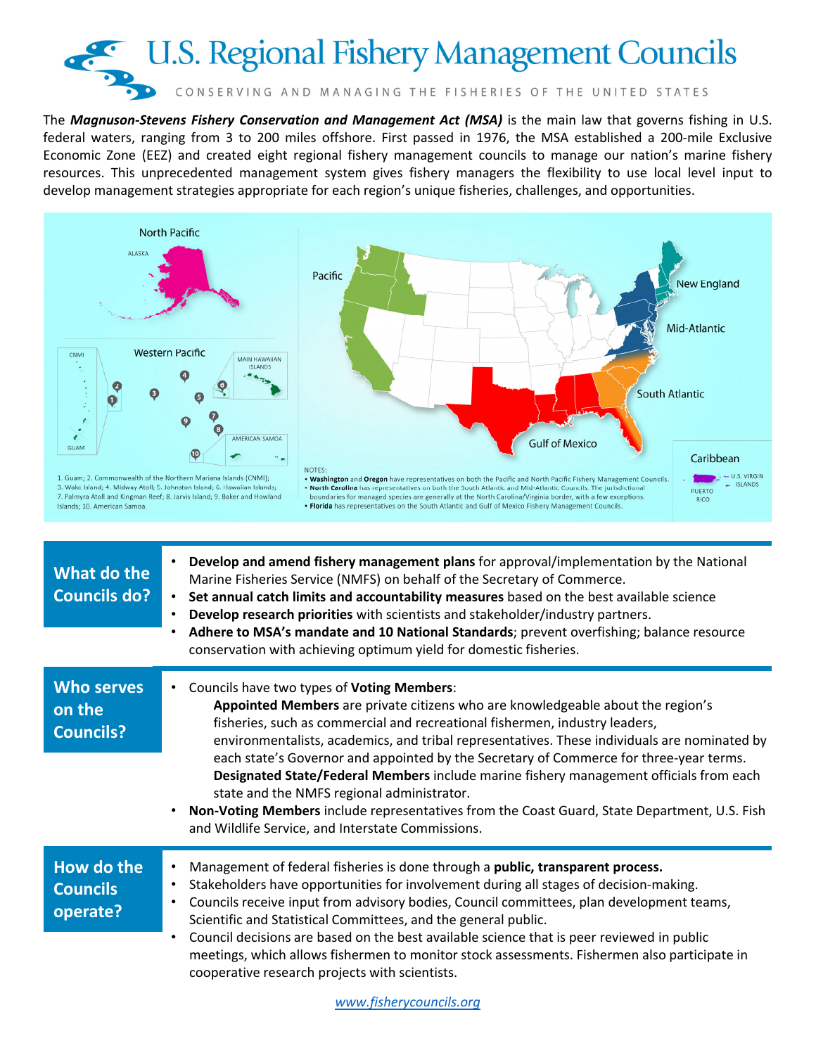# U.S. Regional Fishery Management Councils

CONSERVING AND MANAGING THE FISHERIES OF THE UNITED STATES

The ***Magnuson-Stevens Fishery Conservation and Management Act (MSA)*** is the main law that governs fishing in U.S. federal waters, ranging from 3 to 200 miles offshore. First passed in 1976, the MSA established a 200-mile Exclusive Economic Zone (EEZ) and created eight regional fishery management councils to manage our nation's marine fishery resources. This unprecedented management system gives fishery managers the flexibility to use local level input to develop management strategies appropriate for each region's unique fisheries, challenges, and opportunities.

North Pacific — ALASKA

Western Pacific — CNMI, GUAM, MAIN HAWAIIAN ISLANDS, AMERICAN SAMOA

1. Guam; 2. Commonwealth of the Northern Mariana Islands (CNMI); 3. Wake Island; 4. Midway Atoll; 5. Johnston Island; 6. Hawaiian Islands; 7. Palmyra Atoll and Kingman Reef; 8. Jarvis Island; 9. Baker and Howland Islands; 10. American Samoa.

Pacific · New England · Mid-Atlantic · South Atlantic · Gulf of Mexico · Caribbean (PUERTO RICO, U.S. VIRGIN ISLANDS)

NOTES:
- **Washington** and **Oregon** have representatives on both the Pacific and North Pacific Fishery Management Councils.
- **North Carolina** has representatives on both the South Atlantic and Mid-Atlantic Councils. The jurisdictional boundaries for managed species are generally at the North Carolina/Virginia border, with a few exceptions.
- **Florida** has representatives on the South Atlantic and Gulf of Mexico Fishery Management Councils.

## What do the Councils do?

- **Develop and amend fishery management plans** for approval/implementation by the National Marine Fisheries Service (NMFS) on behalf of the Secretary of Commerce.
- **Set annual catch limits and accountability measures** based on the best available science
- **Develop research priorities** with scientists and stakeholder/industry partners.
- **Adhere to MSA's mandate and 10 National Standards**; prevent overfishing; balance resource conservation with achieving optimum yield for domestic fisheries.

## Who serves on the Councils?

- Councils have two types of **Voting Members**:

  **Appointed Members** are private citizens who are knowledgeable about the region's fisheries, such as commercial and recreational fishermen, industry leaders, environmentalists, academics, and tribal representatives. These individuals are nominated by each state's Governor and appointed by the Secretary of Commerce for three-year terms.

  **Designated State/Federal Members** include marine fishery management officials from each state and the NMFS regional administrator.
- **Non-Voting Members** include representatives from the Coast Guard, State Department, U.S. Fish and Wildlife Service, and Interstate Commissions.

## How do the Councils operate?

- Management of federal fisheries is done through a **public, transparent process.**
- Stakeholders have opportunities for involvement during all stages of decision-making.
- Councils receive input from advisory bodies, Council committees, plan development teams, Scientific and Statistical Committees, and the general public.
- Council decisions are based on the best available science that is peer reviewed in public meetings, which allows fishermen to monitor stock assessments. Fishermen also participate in cooperative research projects with scientists.

www.fisherycouncils.org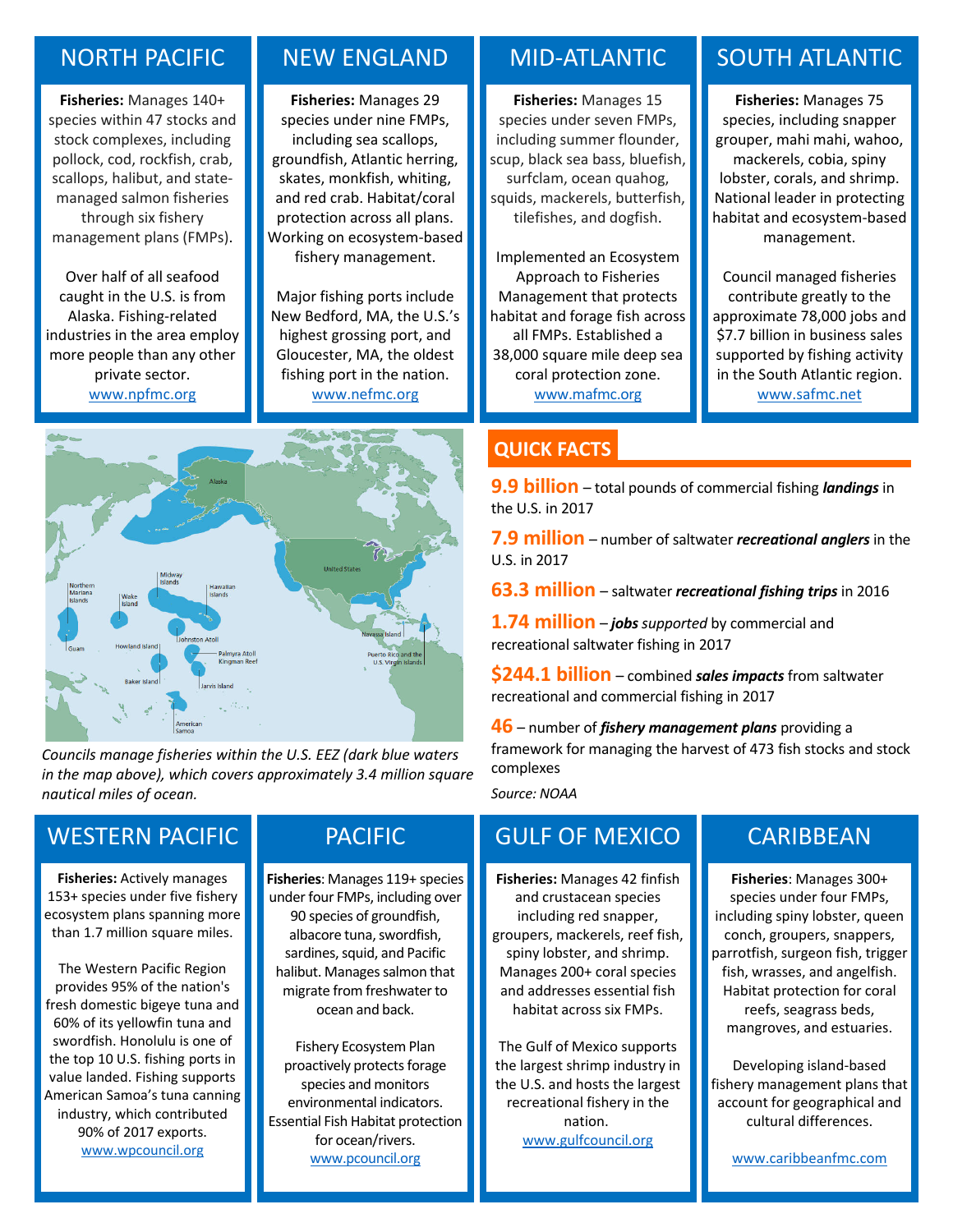## NORTH PACIFIC

**Fisheries:** Manages 140+ species within 47 stocks and stock complexes, including pollock, cod, rockfish, crab, scallops, halibut, and state-managed salmon fisheries through six fishery management plans (FMPs).

Over half of all seafood caught in the U.S. is from Alaska. Fishing-related industries in the area employ more people than any other private sector.
www.npfmc.org

## NEW ENGLAND

**Fisheries:** Manages 29 species under nine FMPs, including sea scallops, groundfish, Atlantic herring, skates, monkfish, whiting, and red crab. Habitat/coral protection across all plans. Working on ecosystem-based fishery management.

Major fishing ports include New Bedford, MA, the U.S.'s highest grossing port, and Gloucester, MA, the oldest fishing port in the nation.
www.nefmc.org

## MID-ATLANTIC

**Fisheries:** Manages 15 species under seven FMPs, including summer flounder, scup, black sea bass, bluefish, surfclam, ocean quahog, squids, mackerels, butterfish, tilefishes, and dogfish.

Implemented an Ecosystem Approach to Fisheries Management that protects habitat and forage fish across all FMPs. Established a 38,000 square mile deep sea coral protection zone.
www.mafmc.org

## SOUTH ATLANTIC

**Fisheries:** Manages 75 species, including snapper grouper, mahi mahi, wahoo, mackerels, cobia, spiny lobster, corals, and shrimp. National leader in protecting habitat and ecosystem-based management.

Council managed fisheries contribute greatly to the approximate 78,000 jobs and $7.7 billion in business sales supported by fishing activity in the South Atlantic region.
www.safmc.net

Alaska
United States
Northern Mariana Islands
Guam
Wake Island
Midway Islands
Hawaiian Islands
Johnston Atoll
Howland Island
Baker Island
Palmyra Atoll Kingman Reef
Jarvis Island
American Samoa
Navassa Island
Puerto Rico and the U.S. Virgin Islands

*Councils manage fisheries within the U.S. EEZ (dark blue waters in the map above), which covers approximately 3.4 million square nautical miles of ocean.*

## QUICK FACTS

**9.9 billion** – total pounds of commercial fishing ***landings*** in the U.S. in 2017

**7.9 million** – number of saltwater ***recreational anglers*** in the U.S. in 2017

**63.3 million** – saltwater ***recreational fishing trips*** in 2016

**1.74 million** – ***jobs** supported* by commercial and recreational saltwater fishing in 2017

**$244.1 billion** – combined ***sales impacts*** from saltwater recreational and commercial fishing in 2017

**46** – number of ***fishery management plans*** providing a framework for managing the harvest of 473 fish stocks and stock complexes

*Source: NOAA*

## WESTERN PACIFIC

**Fisheries:** Actively manages 153+ species under five fishery ecosystem plans spanning more than 1.7 million square miles.

The Western Pacific Region provides 95% of the nation's fresh domestic bigeye tuna and 60% of its yellowfin tuna and swordfish. Honolulu is one of the top 10 U.S. fishing ports in value landed. Fishing supports American Samoa's tuna canning industry, which contributed 90% of 2017 exports.
www.wpcouncil.org

## PACIFIC

**Fisheries**: Manages 119+ species under four FMPs, including over 90 species of groundfish, albacore tuna, swordfish, sardines, squid, and Pacific halibut. Manages salmon that migrate from freshwater to ocean and back.

Fishery Ecosystem Plan proactively protects forage species and monitors environmental indicators. Essential Fish Habitat protection for ocean/rivers.
www.pcouncil.org

## GULF OF MEXICO

**Fisheries:** Manages 42 finfish and crustacean species including red snapper, groupers, mackerels, reef fish, spiny lobster, and shrimp. Manages 200+ coral species and addresses essential fish habitat across six FMPs.

The Gulf of Mexico supports the largest shrimp industry in the U.S. and hosts the largest recreational fishery in the nation.
www.gulfcouncil.org

## CARIBBEAN

**Fisheries**: Manages 300+ species under four FMPs, including spiny lobster, queen conch, groupers, snappers, parrotfish, surgeon fish, trigger fish, wrasses, and angelfish. Habitat protection for coral reefs, seagrass beds, mangroves, and estuaries.

Developing island-based fishery management plans that account for geographical and cultural differences.

www.caribbeanfmc.com